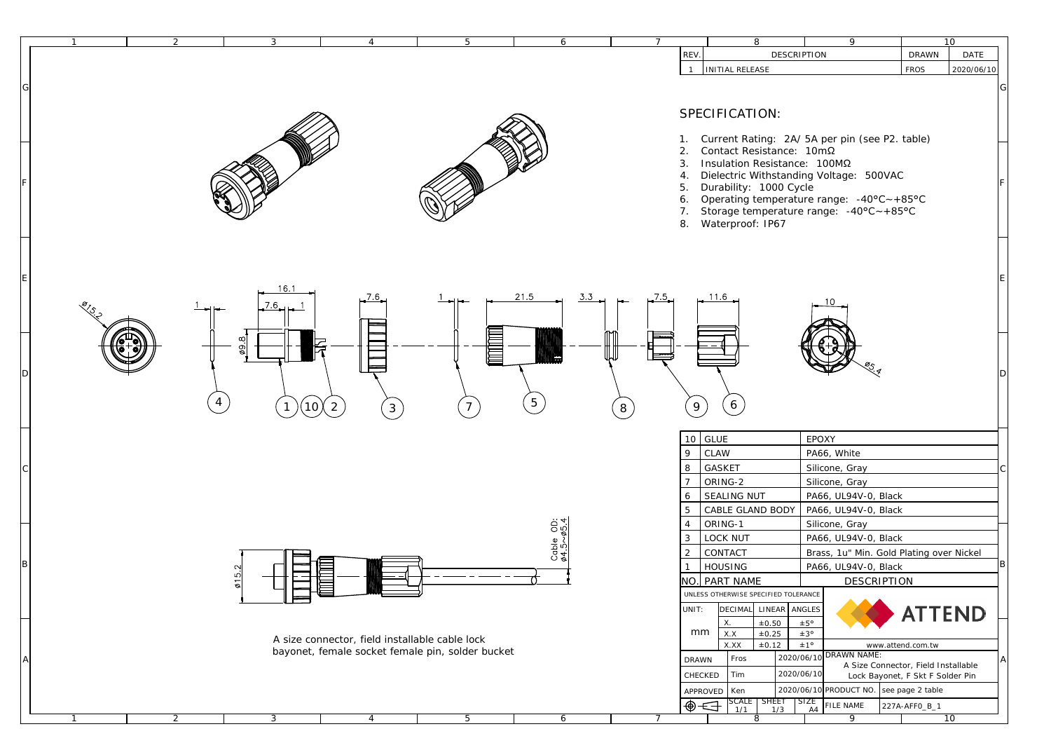| REV. | DESCRIPTION | DRAWN | DATE |
|---|---|---|---|
| 1 | INITIAL RELEASE | FROS | 2020/06/10 |

## SPECIFICATION:

1. Current Rating: 2A/ 5A per pin (see P2. table)
2. Contact Resistance: 10mΩ
3. Insulation Resistance: 100MΩ
4. Dielectric Withstanding Voltage: 500VAC
5. Durability: 1000 Cycle
6. Operating temperature range: -40°C~+85°C
7. Storage temperature range: -40°C~+85°C
8. Waterproof: IP67

Ø15.2 &nbsp; 1 &nbsp; 16.1 &nbsp; 7.6 &nbsp; 1 &nbsp; Ø9.8 &nbsp; 7.6 &nbsp; 1 &nbsp; 21.5 &nbsp; 3.3 &nbsp; 7.5 &nbsp; 11.6 &nbsp; 10 &nbsp; Ø5.4

4 &nbsp; 1 &nbsp; 10 &nbsp; 2 &nbsp; 3 &nbsp; 7 &nbsp; 5 &nbsp; 8 &nbsp; 9 &nbsp; 6

Ø15.2 &nbsp; Cable OD: Ø4.5~Ø5.4

A size connector, field installable cable lock bayonet, female socket female pin, solder bucket

| NO. | PART NAME | DESCRIPTION |
|---|---|---|
| 10 | GLUE | EPOXY |
| 9 | CLAW | PA66, White |
| 8 | GASKET | Silicone, Gray |
| 7 | ORING-2 | Silicone, Gray |
| 6 | SEALING NUT | PA66, UL94V-0, Black |
| 5 | CABLE GLAND BODY | PA66, UL94V-0, Black |
| 4 | ORING-1 | Silicone, Gray |
| 3 | LOCK NUT | PA66, UL94V-0, Black |
| 2 | CONTACT | Brass, 1u" Min. Gold Plating over Nickel |
| 1 | HOUSING | PA66, UL94V-0, Black |

UNLESS OTHERWISE SPECIFIED TOLERANCE

| UNIT: | DECIMAL | LINEAR | ANGLES |
|---|---|---|---|
| mm | X. | ±0.50 | ±5° |
| | X.X | ±0.25 | ±3° |
| | X.XX | ±0.12 | ±1° |

ATTEND — www.attend.com.tw

| | | | |
|---|---|---|---|
| DRAWN | Fros | 2020/06/10 | DRAWN NAME: A Size Connector, Field Installable Lock Bayonet, F Skt F Solder Pin |
| CHECKED | Tim | 2020/06/10 | |
| APPROVED | Ken | 2020/06/10 | PRODUCT NO. see page 2 table |
| SCALE 1/1 | SHEET 1/3 | SIZE A4 | FILE NAME 227A-AFF0_B_1 |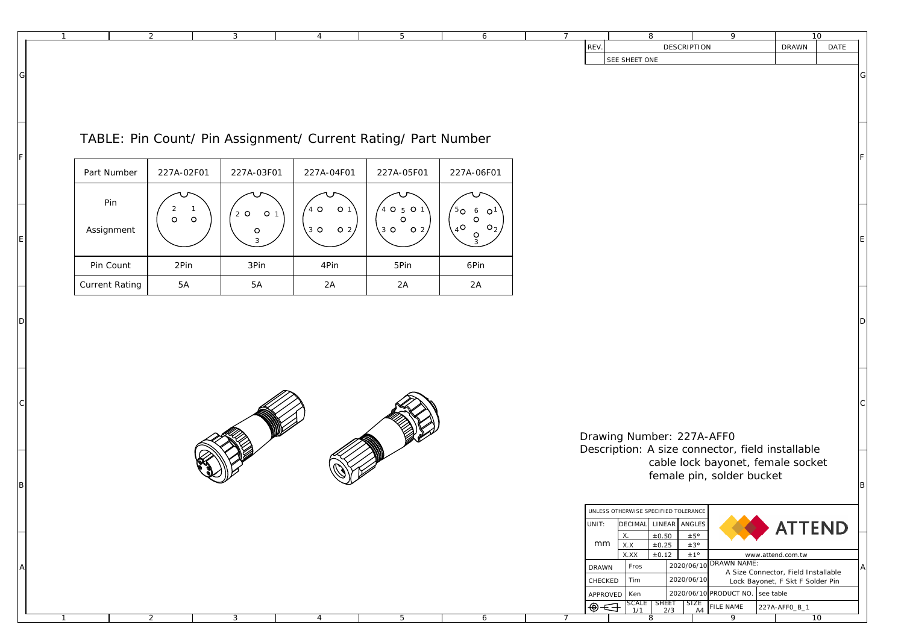| REV. | DESCRIPTION | DRAWN | DATE |
|---|---|---|---|
| | SEE SHEET ONE | | |

## TABLE: Pin Count/ Pin Assignment/ Current Rating/ Part Number

| Part Number | 227A-02F01 | 227A-03F01 | 227A-04F01 | 227A-05F01 | 227A-06F01 |
|---|---|---|---|---|---|
| Pin Assignment | 2 1 | 2 1 3 | 4 1 3 2 | 4 5 1 3 2 | 5 6 1 4 2 3 |
| Pin Count | 2Pin | 3Pin | 4Pin | 5Pin | 6Pin |
| Current Rating | 5A | 5A | 2A | 2A | 2A |

Drawing Number: 227A-AFF0

Description: A size connector, field installable cable lock bayonet, female socket female pin, solder bucket

| UNLESS OTHERWISE SPECIFIED TOLERANCE | | | |
|---|---|---|---|
| UNIT: | DECIMAL | LINEAR | ANGLES |
| mm | X. | ±0.50 | ±5° |
| | X.X | ±0.25 | ±3° |
| | X.XX | ±0.12 | ±1° |

ATTEND

www.attend.com.tw

| | | | |
|---|---|---|---|
| DRAWN | Fros | 2020/06/10 | DRAWN NAME: A Size Connector, Field Installable Lock Bayonet, F Skt F Solder Pin |
| CHECKED | Tim | 2020/06/10 | |
| APPROVED | Ken | 2020/06/10 | PRODUCT NO. see table |
| SCALE 1/1 | SHEET 2/3 | SIZE A4 | FILE NAME 227A-AFF0_B_1 |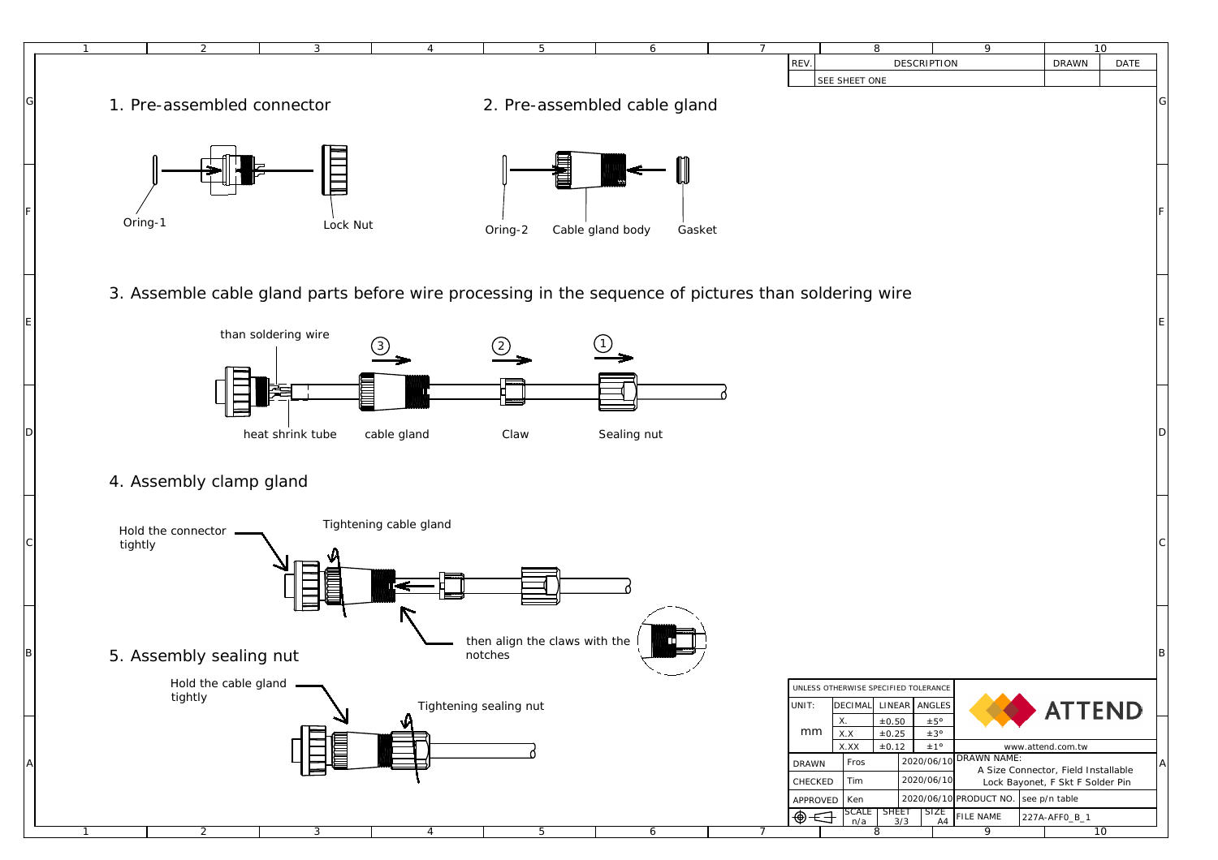| REV. | DESCRIPTION | DRAWN | DATE |
| --- | --- | --- | --- |
| | SEE SHEET ONE | | |

1. Pre-assembled connector

Oring-1

Lock Nut

2. Pre-assembled cable gland

Oring-2

Cable gland body

Gasket

3. Assemble cable gland parts before wire processing in the sequence of pictures than soldering wire

than soldering wire

③ ② ①

heat shrink tube

cable gland

Claw

Sealing nut

4. Assembly clamp gland

Hold the connector tightly

Tightening cable gland

then align the claws with the notches

5. Assembly sealing nut

Hold the cable gland tightly

Tightening sealing nut

| UNLESS OTHERWISE SPECIFIED TOLERANCE | | | |
| --- | --- | --- | --- |
| UNIT: | DECIMAL | LINEAR | ANGLES |
| mm | X. | ±0.50 | ±5° |
| | X.X | ±0.25 | ±3° |
| | X.XX | ±0.12 | ±1° |

ATTEND

www.attend.com.tw

| | | | |
| --- | --- | --- | --- |
| DRAWN | Fros | 2020/06/10 | DRAWN NAME: A Size Connector, Field Installable Lock Bayonet, F Skt F Solder Pin |
| CHECKED | Tim | 2020/06/10 | |
| APPROVED | Ken | 2020/06/10 | PRODUCT NO. see p/n table |
| SCALE n/a | SHEET 3/3 | SIZE A4 | FILE NAME 227A-AFF0_B_1 |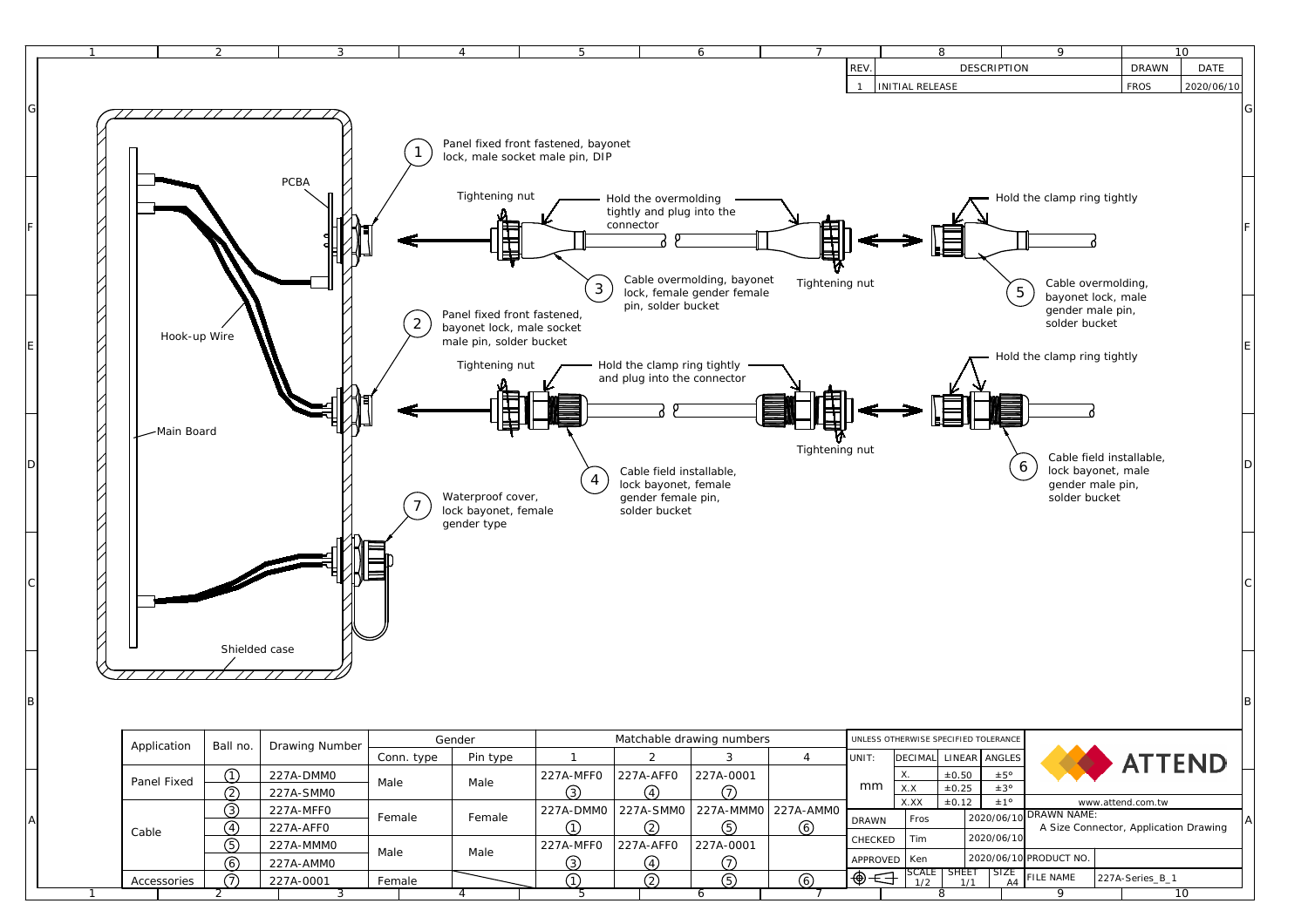| REV. | DESCRIPTION | DRAWN | DATE |
|---|---|---|---|
| 1 | INITIAL RELEASE | FROS | 2020/06/10 |

PCBA

Hook-up Wire

Main Board

Shielded case

① Panel fixed front fastened, bayonet lock, male socket male pin, DIP

Tightening nut

Hold the overmolding tightly and plug into the connector

Tightening nut

Hold the clamp ring tightly

③ Cable overmolding, bayonet lock, female gender female pin, solder bucket

⑤ Cable overmolding, bayonet lock, male gender male pin, solder bucket

② Panel fixed front fastened, bayonet lock, male socket male pin, solder bucket

Tightening nut

Hold the clamp ring tightly and plug into the connector

Tightening nut

Hold the clamp ring tightly

④ Cable field installable, lock bayonet, female gender female pin, solder bucket

⑥ Cable field installable, lock bayonet, male gender male pin, solder bucket

⑦ Waterproof cover, lock bayonet, female gender type

| Application | Ball no. | Drawing Number | Gender | | Matchable drawing numbers | | | |
|---|---|---|---|---|---|---|---|---|
| | | | Conn. type | Pin type | 1 | 2 | 3 | 4 |
| Panel Fixed | ① | 227A-DMM0 | Male | Male | 227A-MFF0 ③ | 227A-AFF0 ④ | 227A-0001 ⑦ | |
| | ② | 227A-SMM0 | | | | | | |
| Cable | ③ | 227A-MFF0 | Female | Female | 227A-DMM0 ① | 227A-SMM0 ② | 227A-MMM0 ⑤ | 227A-AMM0 ⑥ |
| | ④ | 227A-AFF0 | | | | | | |
| | ⑤ | 227A-MMM0 | Male | Male | 227A-MFF0 ③ | 227A-AFF0 ④ | 227A-0001 ⑦ | |
| | ⑥ | 227A-AMM0 | | | | | | |
| Accessories | ⑦ | 227A-0001 | Female | | ① | ② | ⑤ | ⑥ |

UNLESS OTHERWISE SPECIFIED TOLERANCE

| UNIT: | DECIMAL | LINEAR | ANGLES |
|---|---|---|---|
| mm | X. | ±0.50 | ±5° |
| | X.X | ±0.25 | ±3° |
| | X.XX | ±0.12 | ±1° |

ATTEND

www.attend.com.tw

| | | |
|---|---|---|
| DRAWN | Fros | 2020/06/10 |
| CHECKED | Tim | 2020/06/10 |
| APPROVED | Ken | 2020/06/10 |

DRAWN NAME: A Size Connector, Application Drawing

PRODUCT NO.

SCALE 1/2 | SHEET 1/1 | SIZE A4

FILE NAME: 227A-Series_B_1